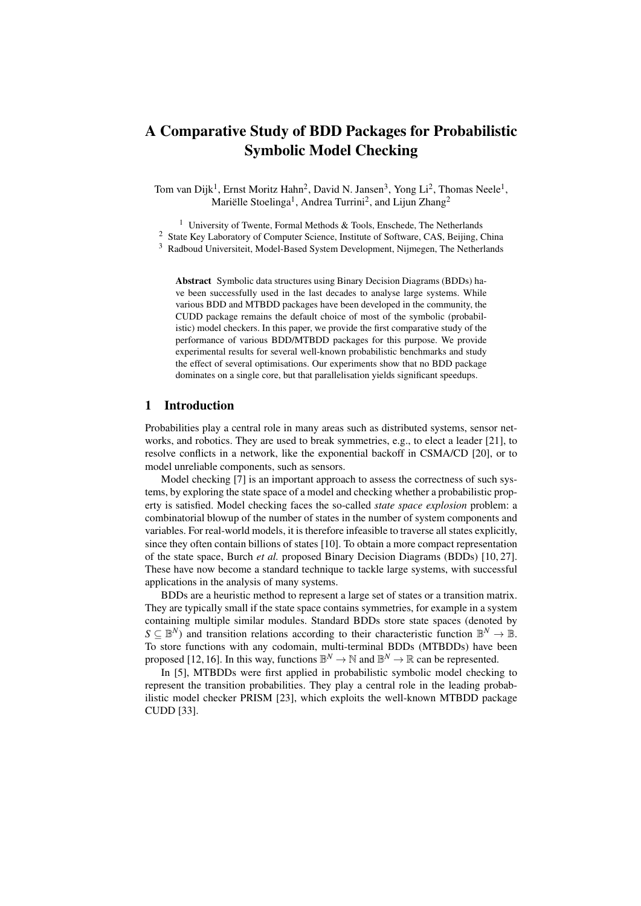# A Comparative Study of BDD Packages for Probabilistic Symbolic Model Checking

Tom van Dijk[1], Ernst Moritz Hahn[2], David N. Jansen[3], Yong Li[2], Thomas Neele[1], Mariëlle Stoelinga[1], Andrea Turrini[2], and Lijun Zhang[2]

[1] University of Twente, Formal Methods & Tools, Enschede, The Netherlands
[2] State Key Laboratory of Computer Science, Institute of Software, CAS, Beijing, China
[3] Radboud Universiteit, Model-Based System Development, Nijmegen, The Netherlands

**Abstract** Symbolic data structures using Binary Decision Diagrams (BDDs) have been successfully used in the last decades to analyse large systems. While various BDD and MTBDD packages have been developed in the community, the CUDD package remains the default choice of most of the symbolic (probabilistic) model checkers. In this paper, we provide the first comparative study of the performance of various BDD/MTBDD packages for this purpose. We provide experimental results for several well-known probabilistic benchmarks and study the effect of several optimisations. Our experiments show that no BDD package dominates on a single core, but that parallelisation yields significant speedups.

## 1 Introduction

Probabilities play a central role in many areas such as distributed systems, sensor networks, and robotics. They are used to break symmetries, e.g., to elect a leader [21], to resolve conflicts in a network, like the exponential backoff in CSMA/CD [20], or to model unreliable components, such as sensors.

Model checking [7] is an important approach to assess the correctness of such systems, by exploring the state space of a model and checking whether a probabilistic property is satisfied. Model checking faces the so-called *state space explosion* problem: a combinatorial blowup of the number of states in the number of system components and variables. For real-world models, it is therefore infeasible to traverse all states explicitly, since they often contain billions of states [10]. To obtain a more compact representation of the state space, Burch *et al.* proposed Binary Decision Diagrams (BDDs) [10, 27]. These have now become a standard technique to tackle large systems, with successful applications in the analysis of many systems.

BDDs are a heuristic method to represent a large set of states or a transition matrix. They are typically small if the state space contains symmetries, for example in a system containing multiple similar modules. Standard BDDs store state spaces (denoted by $S \subseteq \mathbb{B}^N$) and transition relations according to their characteristic function $\mathbb{B}^N \to \mathbb{B}$. To store functions with any codomain, multi-terminal BDDs (MTBDDs) have been proposed [12, 16]. In this way, functions $\mathbb{B}^N \to \mathbb{N}$ and $\mathbb{B}^N \to \mathbb{R}$ can be represented.

In [5], MTBDDs were first applied in probabilistic symbolic model checking to represent the transition probabilities. They play a central role in the leading probabilistic model checker PRISM [23], which exploits the well-known MTBDD package CUDD [33].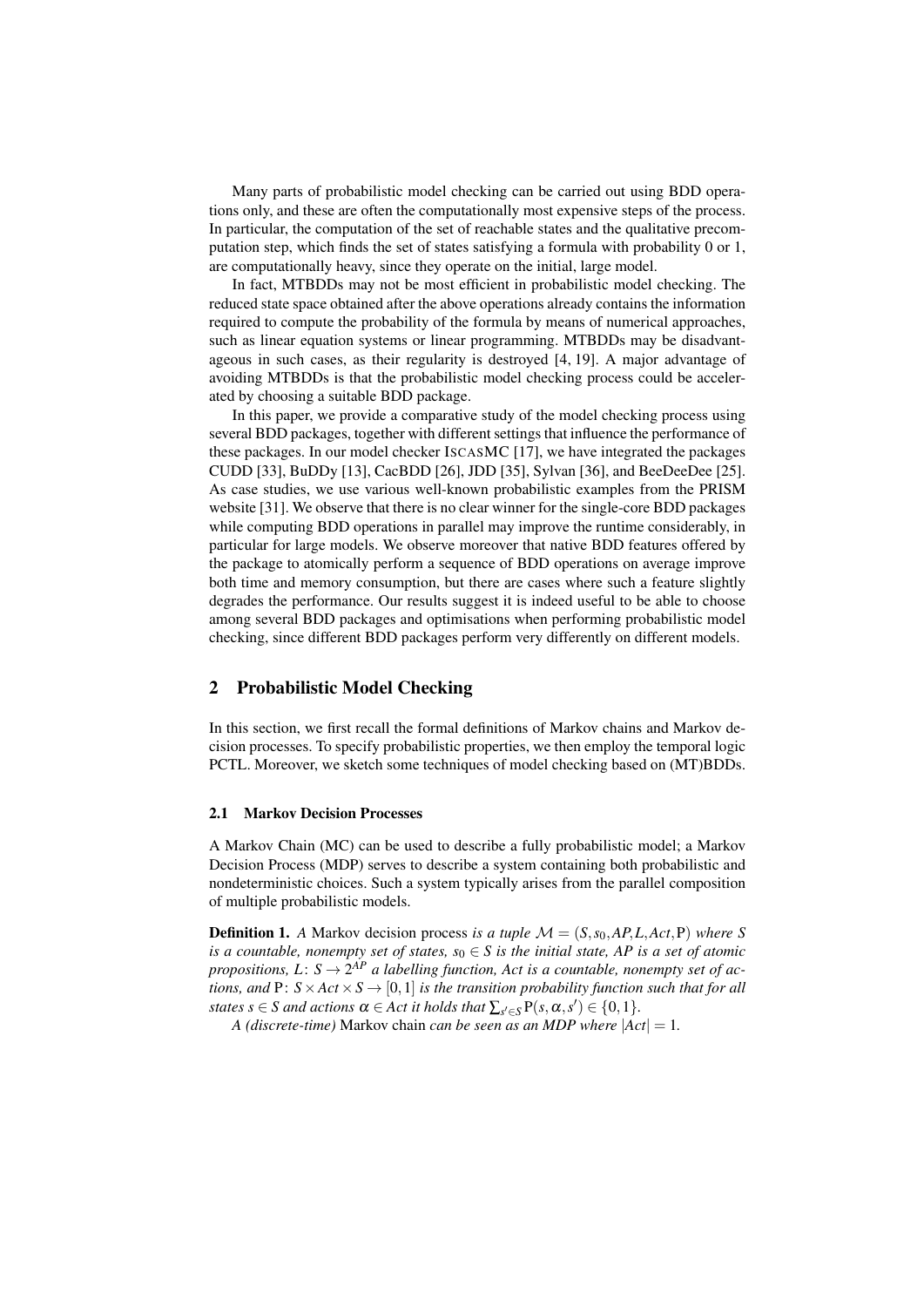Many parts of probabilistic model checking can be carried out using BDD operations only, and these are often the computationally most expensive steps of the process. In particular, the computation of the set of reachable states and the qualitative precomputation step, which finds the set of states satisfying a formula with probability 0 or 1, are computationally heavy, since they operate on the initial, large model.

In fact, MTBDDs may not be most efficient in probabilistic model checking. The reduced state space obtained after the above operations already contains the information required to compute the probability of the formula by means of numerical approaches, such as linear equation systems or linear programming. MTBDDs may be disadvantageous in such cases, as their regularity is destroyed [4, 19]. A major advantage of avoiding MTBDDs is that the probabilistic model checking process could be accelerated by choosing a suitable BDD package.

In this paper, we provide a comparative study of the model checking process using several BDD packages, together with different settings that influence the performance of these packages. In our model checker ISCASMC [17], we have integrated the packages CUDD [33], BuDDy [13], CacBDD [26], JDD [35], Sylvan [36], and BeeDeeDee [25]. As case studies, we use various well-known probabilistic examples from the PRISM website [31]. We observe that there is no clear winner for the single-core BDD packages while computing BDD operations in parallel may improve the runtime considerably, in particular for large models. We observe moreover that native BDD features offered by the package to atomically perform a sequence of BDD operations on average improve both time and memory consumption, but there are cases where such a feature slightly degrades the performance. Our results suggest it is indeed useful to be able to choose among several BDD packages and optimisations when performing probabilistic model checking, since different BDD packages perform very differently on different models.

## 2 Probabilistic Model Checking

In this section, we first recall the formal definitions of Markov chains and Markov decision processes. To specify probabilistic properties, we then employ the temporal logic PCTL. Moreover, we sketch some techniques of model checking based on (MT)BDDs.

### 2.1 Markov Decision Processes

A Markov Chain (MC) can be used to describe a fully probabilistic model; a Markov Decision Process (MDP) serves to describe a system containing both probabilistic and nondeterministic choices. Such a system typically arises from the parallel composition of multiple probabilistic models.

**Definition 1.** *A* Markov decision process *is a tuple* $\mathcal{M} = (S, s_0, AP, L, Act, \mathrm{P})$ *where* $S$ *is a countable, nonempty set of states,* $s_0 \in S$ *is the initial state,* $AP$ *is a set of atomic propositions,* $L\colon S \to 2^{AP}$ *a labelling function,* $Act$ *is a countable, nonempty set of actions, and* $\mathrm{P}\colon S \times Act \times S \to [0,1]$ *is the transition probability function such that for all states* $s \in S$ *and actions* $\alpha \in Act$ *it holds that* $\sum_{s' \in S} \mathrm{P}(s, \alpha, s') \in \{0, 1\}$.

*A (discrete-time)* Markov chain *can be seen as an MDP where* $|Act| = 1$.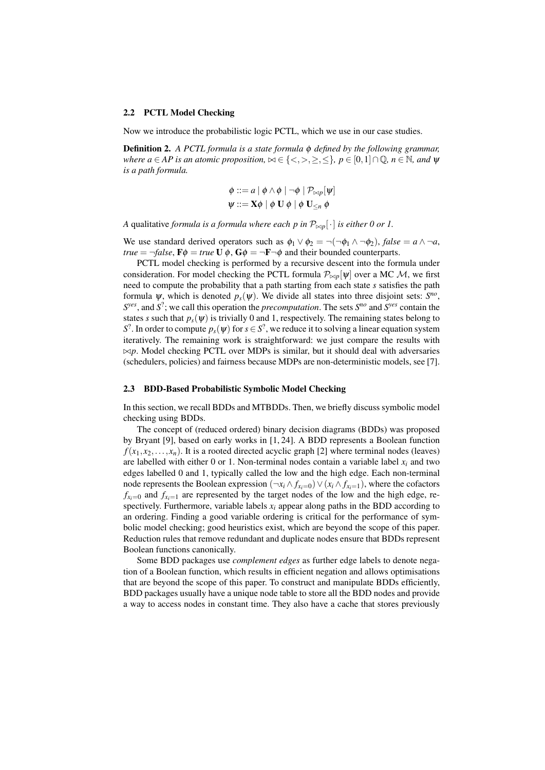### 2.2 PCTL Model Checking

Now we introduce the probabilistic logic PCTL, which we use in our case studies.

**Definition 2.** *A PCTL formula is a state formula $\phi$ defined by the following grammar, where $a \in AP$ is an atomic proposition, $\bowtie \in \{<, >, \geq, \leq\}$, $p \in [0,1] \cap \mathbb{Q}$, $n \in \mathbb{N}$, and $\psi$ is a path formula.*

$$\phi ::= a \mid \phi \wedge \phi \mid \neg \phi \mid \mathcal{P}_{\bowtie p}[\psi]$$
$$\psi ::= \mathbf{X}\phi \mid \phi \ \mathbf{U} \ \phi \mid \phi \ \mathbf{U}_{\leq n} \ \phi$$

*A* qualitative *formula is a formula where each $p$ in $\mathcal{P}_{\bowtie p}[\cdot]$ is either 0 or 1.*

We use standard derived operators such as $\phi_1 \vee \phi_2 = \neg(\neg\phi_1 \wedge \neg\phi_2)$, $false = a \wedge \neg a$, $true = \neg false$, $\mathbf{F}\phi = true \ \mathbf{U} \ \phi$, $\mathbf{G}\phi = \neg\mathbf{F}\neg\phi$ and their bounded counterparts.

PCTL model checking is performed by a recursive descent into the formula under consideration. For model checking the PCTL formula $\mathcal{P}_{\bowtie p}[\psi]$ over a MC $\mathcal{M}$, we first need to compute the probability that a path starting from each state $s$ satisfies the path formula $\psi$, which is denoted $p_s(\psi)$. We divide all states into three disjoint sets: $S^{no}$, $S^{yes}$, and $S^{?}$; we call this operation the *precomputation*. The sets $S^{no}$ and $S^{yes}$ contain the states $s$ such that $p_s(\psi)$ is trivially 0 and 1, respectively. The remaining states belong to $S^{?}$. In order to compute $p_s(\psi)$ for $s \in S^{?}$, we reduce it to solving a linear equation system iteratively. The remaining work is straightforward: we just compare the results with $\bowtie p$. Model checking PCTL over MDPs is similar, but it should deal with adversaries (schedulers, policies) and fairness because MDPs are non-deterministic models, see [7].

### 2.3 BDD-Based Probabilistic Symbolic Model Checking

In this section, we recall BDDs and MTBDDs. Then, we briefly discuss symbolic model checking using BDDs.

The concept of (reduced ordered) binary decision diagrams (BDDs) was proposed by Bryant [9], based on early works in [1, 24]. A BDD represents a Boolean function $f(x_1, x_2, \ldots, x_n)$. It is a rooted directed acyclic graph [2] where terminal nodes (leaves) are labelled with either 0 or 1. Non-terminal nodes contain a variable label $x_i$ and two edges labelled 0 and 1, typically called the low and the high edge. Each non-terminal node represents the Boolean expression $(\neg x_i \wedge f_{x_i=0}) \vee (x_i \wedge f_{x_i=1})$, where the cofactors $f_{x_i=0}$ and $f_{x_i=1}$ are represented by the target nodes of the low and the high edge, respectively. Furthermore, variable labels $x_i$ appear along paths in the BDD according to an ordering. Finding a good variable ordering is critical for the performance of symbolic model checking; good heuristics exist, which are beyond the scope of this paper. Reduction rules that remove redundant and duplicate nodes ensure that BDDs represent Boolean functions canonically.

Some BDD packages use *complement edges* as further edge labels to denote negation of a Boolean function, which results in efficient negation and allows optimisations that are beyond the scope of this paper. To construct and manipulate BDDs efficiently, BDD packages usually have a unique node table to store all the BDD nodes and provide a way to access nodes in constant time. They also have a cache that stores previously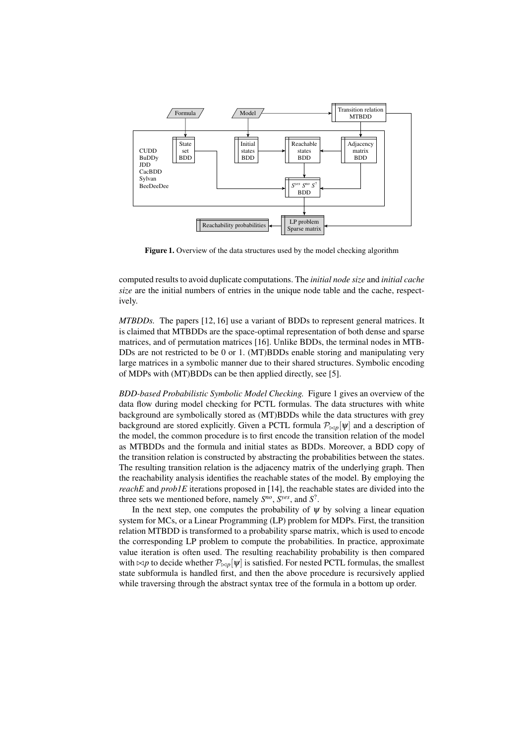Figure 1. Overview of the data structures used by the model checking algorithm

computed results to avoid duplicate computations. The *initial node size* and *initial cache size* are the initial numbers of entries in the unique node table and the cache, respectively.

*MTBDDs.* The papers [12, 16] use a variant of BDDs to represent general matrices. It is claimed that MTBDDs are the space-optimal representation of both dense and sparse matrices, and of permutation matrices [16]. Unlike BDDs, the terminal nodes in MTBDDs are not restricted to be 0 or 1. (MT)BDDs enable storing and manipulating very large matrices in a symbolic manner due to their shared structures. Symbolic encoding of MDPs with (MT)BDDs can be then applied directly, see [5].

*BDD-based Probabilistic Symbolic Model Checking.* Figure 1 gives an overview of the data flow during model checking for PCTL formulas. The data structures with white background are symbolically stored as (MT)BDDs while the data structures with grey background are stored explicitly. Given a PCTL formula $\mathcal{P}_{\bowtie p}[\psi]$ and a description of the model, the common procedure is to first encode the transition relation of the model as MTBDDs and the formula and initial states as BDDs. Moreover, a BDD copy of the transition relation is constructed by abstracting the probabilities between the states. The resulting transition relation is the adjacency matrix of the underlying graph. Then the reachability analysis identifies the reachable states of the model. By employing the *reachE* and *prob1E* iterations proposed in [14], the reachable states are divided into the three sets we mentioned before, namely $S^{no}$, $S^{yes}$, and $S^{?}$.

In the next step, one computes the probability of $\psi$ by solving a linear equation system for MCs, or a Linear Programming (LP) problem for MDPs. First, the transition relation MTBDD is transformed to a probability sparse matrix, which is used to encode the corresponding LP problem to compute the probabilities. In practice, approximate value iteration is often used. The resulting reachability probability is then compared with $\bowtie p$ to decide whether $\mathcal{P}_{\bowtie p}[\psi]$ is satisfied. For nested PCTL formulas, the smallest state subformula is handled first, and then the above procedure is recursively applied while traversing through the abstract syntax tree of the formula in a bottom up order.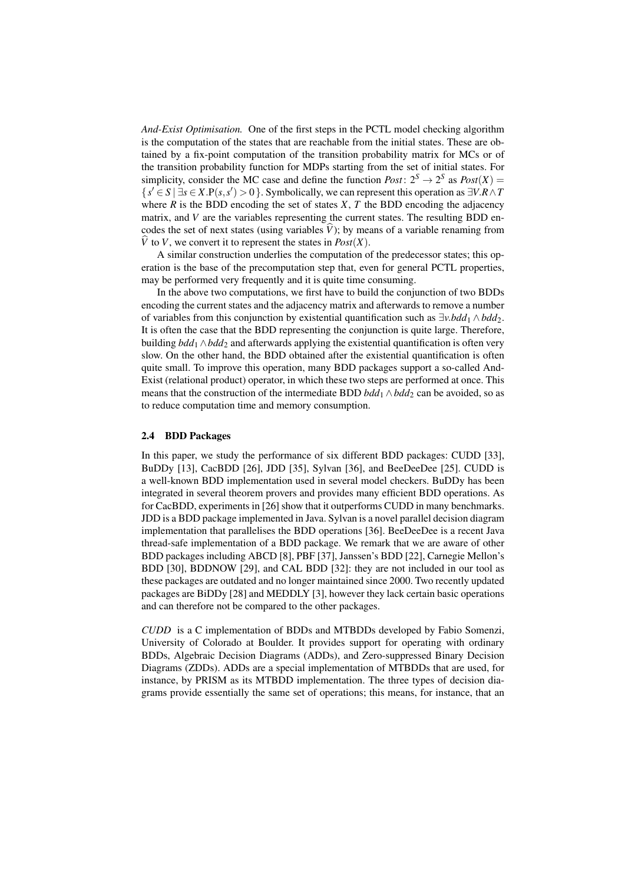*And-Exist Optimisation.* One of the first steps in the PCTL model checking algorithm is the computation of the states that are reachable from the initial states. These are obtained by a fix-point computation of the transition probability matrix for MCs or of the transition probability function for MDPs starting from the set of initial states. For simplicity, consider the MC case and define the function $Post\colon 2^S \to 2^S$ as $Post(X) = \{ s' \in S \mid \exists s \in X . \mathrm{P}(s,s') > 0 \}$. Symbolically, we can represent this operation as $\exists V.R \wedge T$ where $R$ is the BDD encoding the set of states $X$, $T$ the BDD encoding the adjacency matrix, and $V$ are the variables representing the current states. The resulting BDD encodes the set of next states (using variables $\widehat{V}$); by means of a variable renaming from $\widehat{V}$ to $V$, we convert it to represent the states in $Post(X)$.

A similar construction underlies the computation of the predecessor states; this operation is the base of the precomputation step that, even for general PCTL properties, may be performed very frequently and it is quite time consuming.

In the above two computations, we first have to build the conjunction of two BDDs encoding the current states and the adjacency matrix and afterwards to remove a number of variables from this conjunction by existential quantification such as $\exists v.bdd_1 \wedge bdd_2$. It is often the case that the BDD representing the conjunction is quite large. Therefore, building $bdd_1 \wedge bdd_2$ and afterwards applying the existential quantification is often very slow. On the other hand, the BDD obtained after the existential quantification is often quite small. To improve this operation, many BDD packages support a so-called And-Exist (relational product) operator, in which these two steps are performed at once. This means that the construction of the intermediate BDD $bdd_1 \wedge bdd_2$ can be avoided, so as to reduce computation time and memory consumption.

### 2.4 BDD Packages

In this paper, we study the performance of six different BDD packages: CUDD [33], BuDDy [13], CacBDD [26], JDD [35], Sylvan [36], and BeeDeeDee [25]. CUDD is a well-known BDD implementation used in several model checkers. BuDDy has been integrated in several theorem provers and provides many efficient BDD operations. As for CacBDD, experiments in [26] show that it outperforms CUDD in many benchmarks. JDD is a BDD package implemented in Java. Sylvan is a novel parallel decision diagram implementation that parallelises the BDD operations [36]. BeeDeeDee is a recent Java thread-safe implementation of a BDD package. We remark that we are aware of other BDD packages including ABCD [8], PBF [37], Janssen's BDD [22], Carnegie Mellon's BDD [30], BDDNOW [29], and CAL BDD [32]: they are not included in our tool as these packages are outdated and no longer maintained since 2000. Two recently updated packages are BiDDy [28] and MEDDLY [3], however they lack certain basic operations and can therefore not be compared to the other packages.

*CUDD* is a C implementation of BDDs and MTBDDs developed by Fabio Somenzi, University of Colorado at Boulder. It provides support for operating with ordinary BDDs, Algebraic Decision Diagrams (ADDs), and Zero-suppressed Binary Decision Diagrams (ZDDs). ADDs are a special implementation of MTBDDs that are used, for instance, by PRISM as its MTBDD implementation. The three types of decision diagrams provide essentially the same set of operations; this means, for instance, that an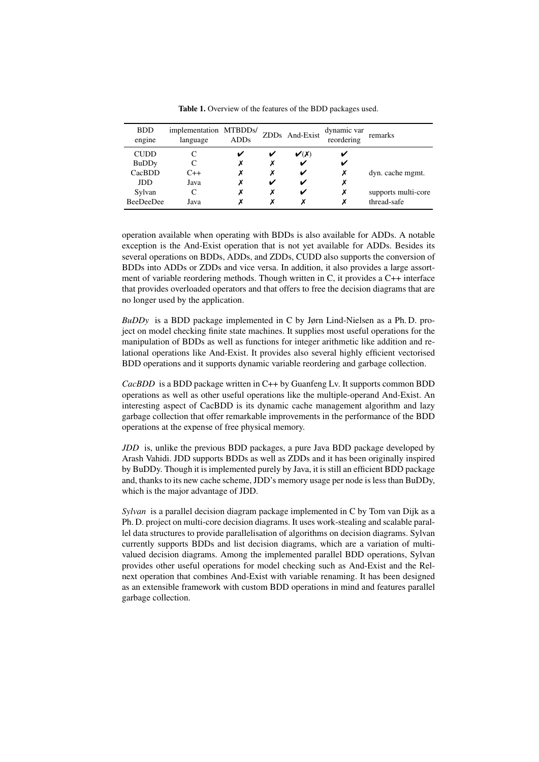**Table 1.** Overview of the features of the BDD packages used.

| BDD engine | implementation language | MTBDDs/ ADDs | ZDDs | And-Exist | dynamic var reordering | remarks |
|---|---|---|---|---|---|---|
| CUDD | C | ✔ | ✔ | ✔(✗) | ✔ | |
| BuDDy | C | ✗ | ✗ | ✔ | ✔ | |
| CacBDD | C++ | ✗ | ✗ | ✔ | ✗ | dyn. cache mgmt. |
| JDD | Java | ✗ | ✔ | ✔ | ✗ | |
| Sylvan | C | ✗ | ✗ | ✔ | ✗ | supports multi-core |
| BeeDeeDee | Java | ✗ | ✗ | ✗ | ✗ | thread-safe |

operation available when operating with BDDs is also available for ADDs. A notable exception is the And-Exist operation that is not yet available for ADDs. Besides its several operations on BDDs, ADDs, and ZDDs, CUDD also supports the conversion of BDDs into ADDs or ZDDs and vice versa. In addition, it also provides a large assortment of variable reordering methods. Though written in C, it provides a C++ interface that provides overloaded operators and that offers to free the decision diagrams that are no longer used by the application.

*BuDDy* is a BDD package implemented in C by Jørn Lind-Nielsen as a Ph. D. project on model checking finite state machines. It supplies most useful operations for the manipulation of BDDs as well as functions for integer arithmetic like addition and relational operations like And-Exist. It provides also several highly efficient vectorised BDD operations and it supports dynamic variable reordering and garbage collection.

*CacBDD* is a BDD package written in C++ by Guanfeng Lv. It supports common BDD operations as well as other useful operations like the multiple-operand And-Exist. An interesting aspect of CacBDD is its dynamic cache management algorithm and lazy garbage collection that offer remarkable improvements in the performance of the BDD operations at the expense of free physical memory.

*JDD* is, unlike the previous BDD packages, a pure Java BDD package developed by Arash Vahidi. JDD supports BDDs as well as ZDDs and it has been originally inspired by BuDDy. Though it is implemented purely by Java, it is still an efficient BDD package and, thanks to its new cache scheme, JDD's memory usage per node is less than BuDDy, which is the major advantage of JDD.

*Sylvan* is a parallel decision diagram package implemented in C by Tom van Dijk as a Ph. D. project on multi-core decision diagrams. It uses work-stealing and scalable parallel data structures to provide parallelisation of algorithms on decision diagrams. Sylvan currently supports BDDs and list decision diagrams, which are a variation of multi-valued decision diagrams. Among the implemented parallel BDD operations, Sylvan provides other useful operations for model checking such as And-Exist and the Relnext operation that combines And-Exist with variable renaming. It has been designed as an extensible framework with custom BDD operations in mind and features parallel garbage collection.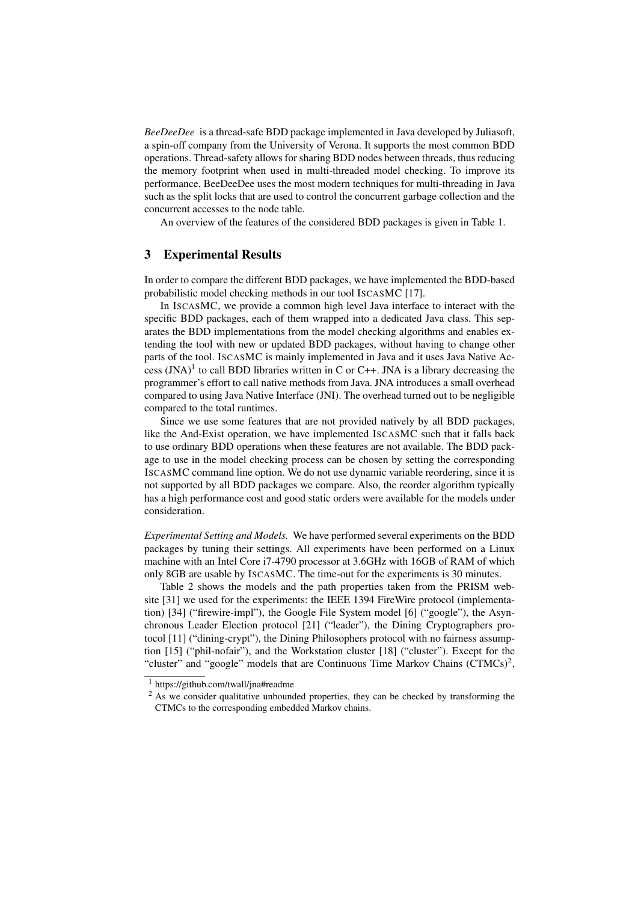*BeeDeeDee* is a thread-safe BDD package implemented in Java developed by Juliasoft, a spin-off company from the University of Verona. It supports the most common BDD operations. Thread-safety allows for sharing BDD nodes between threads, thus reducing the memory footprint when used in multi-threaded model checking. To improve its performance, BeeDeeDee uses the most modern techniques for multi-threading in Java such as the split locks that are used to control the concurrent garbage collection and the concurrent accesses to the node table.

An overview of the features of the considered BDD packages is given in Table 1.

## 3 Experimental Results

In order to compare the different BDD packages, we have implemented the BDD-based probabilistic model checking methods in our tool IscasMC [17].

In IscasMC, we provide a common high level Java interface to interact with the specific BDD packages, each of them wrapped into a dedicated Java class. This separates the BDD implementations from the model checking algorithms and enables extending the tool with new or updated BDD packages, without having to change other parts of the tool. IscasMC is mainly implemented in Java and it uses Java Native Access (JNA)[1] to call BDD libraries written in C or C++. JNA is a library decreasing the programmer's effort to call native methods from Java. JNA introduces a small overhead compared to using Java Native Interface (JNI). The overhead turned out to be negligible compared to the total runtimes.

Since we use some features that are not provided natively by all BDD packages, like the And-Exist operation, we have implemented IscasMC such that it falls back to use ordinary BDD operations when these features are not available. The BDD package to use in the model checking process can be chosen by setting the corresponding IscasMC command line option. We do not use dynamic variable reordering, since it is not supported by all BDD packages we compare. Also, the reorder algorithm typically has a high performance cost and good static orders were available for the models under consideration.

*Experimental Setting and Models.* We have performed several experiments on the BDD packages by tuning their settings. All experiments have been performed on a Linux machine with an Intel Core i7-4790 processor at 3.6GHz with 16GB of RAM of which only 8GB are usable by IscasMC. The time-out for the experiments is 30 minutes.

Table 2 shows the models and the path properties taken from the PRISM website [31] we used for the experiments: the IEEE 1394 FireWire protocol (implementation) [34] ("firewire-impl"), the Google File System model [6] ("google"), the Asynchronous Leader Election protocol [21] ("leader"), the Dining Cryptographers protocol [11] ("dining-crypt"), the Dining Philosophers protocol with no fairness assumption [15] ("phil-nofair"), and the Workstation cluster [18] ("cluster"). Except for the "cluster" and "google" models that are Continuous Time Markov Chains (CTMCs)[2],

[1] https://github.com/twall/jna#readme

[2] As we consider qualitative unbounded properties, they can be checked by transforming the CTMCs to the corresponding embedded Markov chains.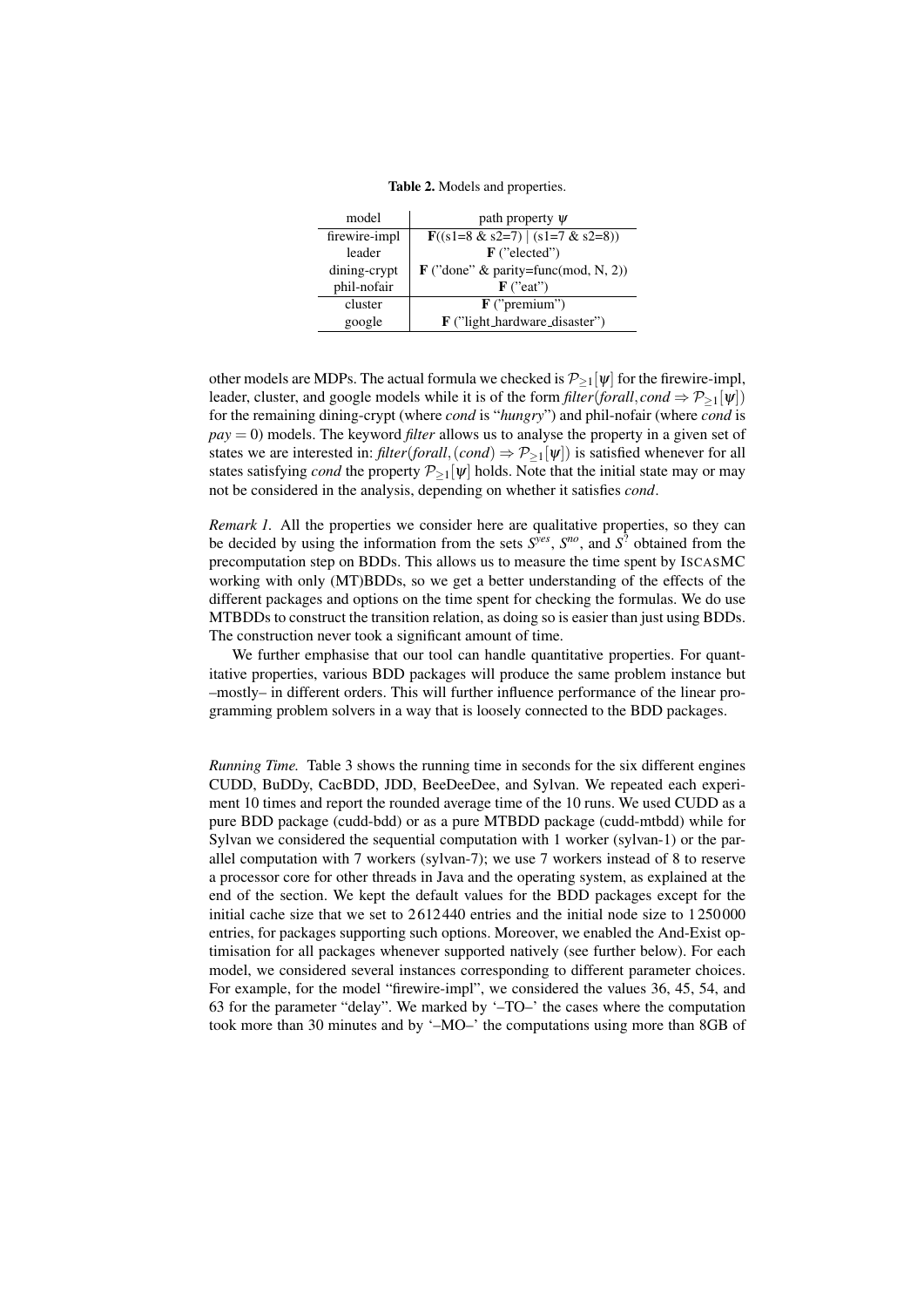**Table 2.** Models and properties.

| model | path property $\psi$ |
|---|---|
| firewire-impl | **F**((s1=8 & s2=7) \| (s1=7 & s2=8)) |
| leader | **F** ("elected") |
| dining-crypt | **F** ("done" & parity=func(mod, N, 2)) |
| phil-nofair | **F** ("eat") |
| cluster | **F** ("premium") |
| google | **F** ("light_hardware_disaster") |

other models are MDPs. The actual formula we checked is $\mathcal{P}_{\geq 1}[\psi]$ for the firewire-impl, leader, cluster, and google models while it is of the form *filter*(*forall*, *cond* $\Rightarrow \mathcal{P}_{\geq 1}[\psi]$) for the remaining dining-crypt (where *cond* is "*hungry*") and phil-nofair (where *cond* is $pay = 0$) models. The keyword *filter* allows us to analyse the property in a given set of states we are interested in: *filter*(*forall*, (*cond*) $\Rightarrow \mathcal{P}_{\geq 1}[\psi]$) is satisfied whenever for all states satisfying *cond* the property $\mathcal{P}_{\geq 1}[\psi]$ holds. Note that the initial state may or may not be considered in the analysis, depending on whether it satisfies *cond*.

*Remark 1.* All the properties we consider here are qualitative properties, so they can be decided by using the information from the sets $S^{yes}$, $S^{no}$, and $S^{?}$ obtained from the precomputation step on BDDs. This allows us to measure the time spent by ISCASMC working with only (MT)BDDs, so we get a better understanding of the effects of the different packages and options on the time spent for checking the formulas. We do use MTBDDs to construct the transition relation, as doing so is easier than just using BDDs. The construction never took a significant amount of time.

We further emphasise that our tool can handle quantitative properties. For quantitative properties, various BDD packages will produce the same problem instance but –mostly– in different orders. This will further influence performance of the linear programming problem solvers in a way that is loosely connected to the BDD packages.

*Running Time.* Table 3 shows the running time in seconds for the six different engines CUDD, BuDDy, CacBDD, JDD, BeeDeeDee, and Sylvan. We repeated each experiment 10 times and report the rounded average time of the 10 runs. We used CUDD as a pure BDD package (cudd-bdd) or as a pure MTBDD package (cudd-mtbdd) while for Sylvan we considered the sequential computation with 1 worker (sylvan-1) or the parallel computation with 7 workers (sylvan-7); we use 7 workers instead of 8 to reserve a processor core for other threads in Java and the operating system, as explained at the end of the section. We kept the default values for the BDD packages except for the initial cache size that we set to 2612440 entries and the initial node size to 1250000 entries, for packages supporting such options. Moreover, we enabled the And-Exist optimisation for all packages whenever supported natively (see further below). For each model, we considered several instances corresponding to different parameter choices. For example, for the model "firewire-impl", we considered the values 36, 45, 54, and 63 for the parameter "delay". We marked by '–TO–' the cases where the computation took more than 30 minutes and by '–MO–' the computations using more than 8GB of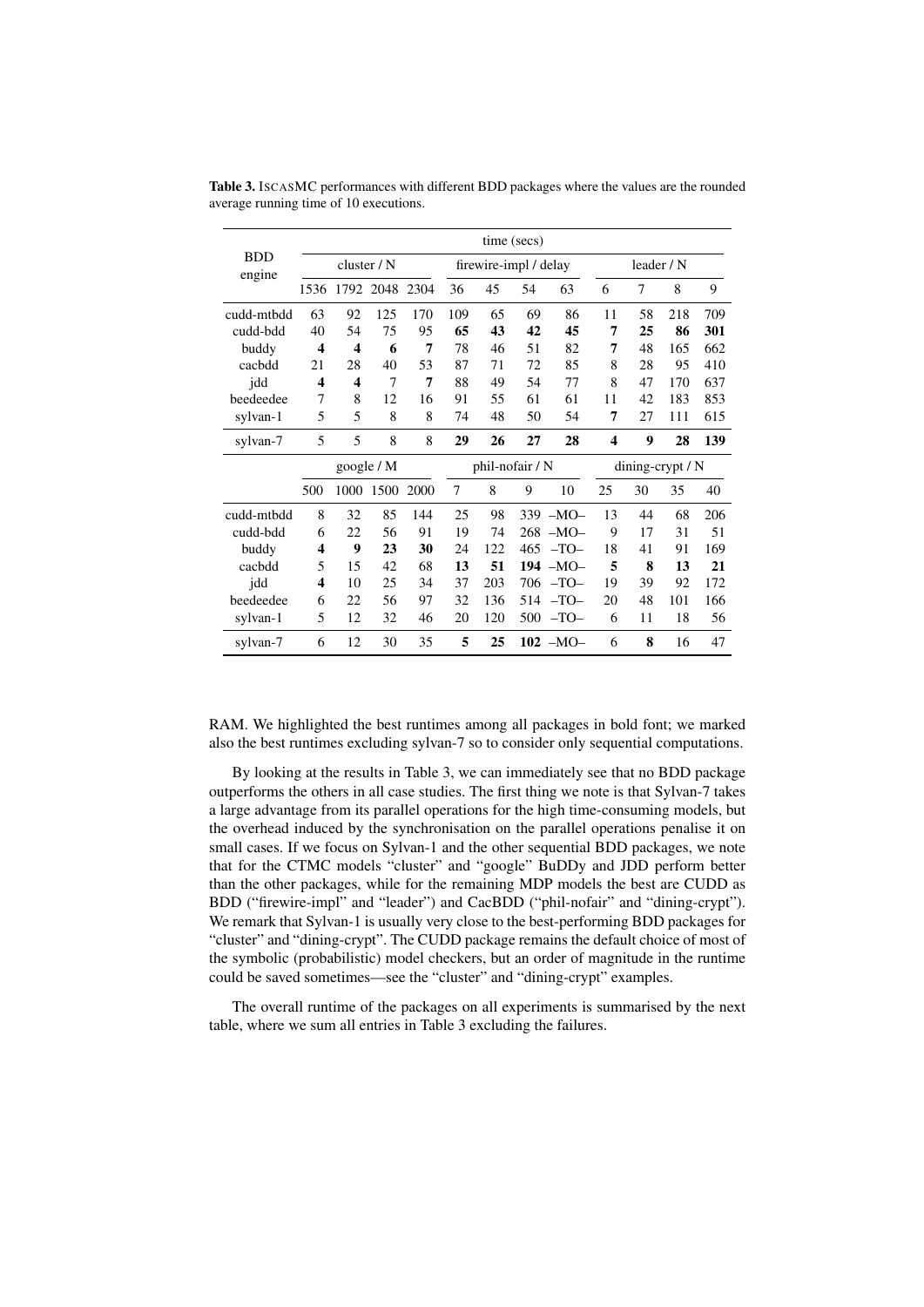**Table 3.** ISCASMC performances with different BDD packages where the values are the rounded average running time of 10 executions.

| BDD engine | time (secs) | | | | | | | | | | | |
|---|---|---|---|---|---|---|---|---|---|---|---|---|
| | cluster / N | | | | firewire-impl / delay | | | | leader / N | | | |
| | 1536 | 1792 | 2048 | 2304 | 36 | 45 | 54 | 63 | 6 | 7 | 8 | 9 |
| cudd-mtbdd | 63 | 92 | 125 | 170 | 109 | 65 | 69 | 86 | 11 | 58 | 218 | 709 |
| cudd-bdd | 40 | 54 | 75 | 95 | **65** | **43** | **42** | **45** | **7** | **25** | **86** | **301** |
| buddy | **4** | **4** | **6** | **7** | 78 | 46 | 51 | 82 | **7** | 48 | 165 | 662 |
| cacbdd | 21 | 28 | 40 | 53 | 87 | 71 | 72 | 85 | 8 | 28 | 95 | 410 |
| jdd | **4** | **4** | 7 | **7** | 88 | 49 | 54 | 77 | 8 | 47 | 170 | 637 |
| beedeedee | 7 | 8 | 12 | 16 | 91 | 55 | 61 | 61 | 11 | 42 | 183 | 853 |
| sylvan-1 | 5 | 5 | 8 | 8 | 74 | 48 | 50 | 54 | **7** | 27 | 111 | 615 |
| sylvan-7 | 5 | 5 | 8 | 8 | **29** | **26** | **27** | **28** | **4** | **9** | **28** | **139** |
| | google / M | | | | phil-nofair / N | | | | dining-crypt / N | | | |
| | 500 | 1000 | 1500 | 2000 | 7 | 8 | 9 | 10 | 25 | 30 | 35 | 40 |
| cudd-mtbdd | 8 | 32 | 85 | 144 | 25 | 98 | 339 | –MO– | 13 | 44 | 68 | 206 |
| cudd-bdd | 6 | 22 | 56 | 91 | 19 | 74 | 268 | –MO– | 9 | 17 | 31 | 51 |
| buddy | **4** | **9** | **23** | **30** | 24 | 122 | 465 | –TO– | 18 | 41 | 91 | 169 |
| cacbdd | 5 | 15 | 42 | 68 | **13** | **51** | **194** | –MO– | **5** | **8** | **13** | **21** |
| jdd | **4** | 10 | 25 | 34 | 37 | 203 | 706 | –TO– | 19 | 39 | 92 | 172 |
| beedeedee | 6 | 22 | 56 | 97 | 32 | 136 | 514 | –TO– | 20 | 48 | 101 | 166 |
| sylvan-1 | 5 | 12 | 32 | 46 | 20 | 120 | 500 | –TO– | 6 | 11 | 18 | 56 |
| sylvan-7 | 6 | 12 | 30 | 35 | **5** | **25** | **102** | –MO– | 6 | **8** | 16 | 47 |

RAM. We highlighted the best runtimes among all packages in bold font; we marked also the best runtimes excluding sylvan-7 so to consider only sequential computations.

By looking at the results in Table 3, we can immediately see that no BDD package outperforms the others in all case studies. The first thing we note is that Sylvan-7 takes a large advantage from its parallel operations for the high time-consuming models, but the overhead induced by the synchronisation on the parallel operations penalise it on small cases. If we focus on Sylvan-1 and the other sequential BDD packages, we note that for the CTMC models "cluster" and "google" BuDDy and JDD perform better than the other packages, while for the remaining MDP models the best are CUDD as BDD ("firewire-impl" and "leader") and CacBDD ("phil-nofair" and "dining-crypt"). We remark that Sylvan-1 is usually very close to the best-performing BDD packages for "cluster" and "dining-crypt". The CUDD package remains the default choice of most of the symbolic (probabilistic) model checkers, but an order of magnitude in the runtime could be saved sometimes—see the "cluster" and "dining-crypt" examples.

The overall runtime of the packages on all experiments is summarised by the next table, where we sum all entries in Table 3 excluding the failures.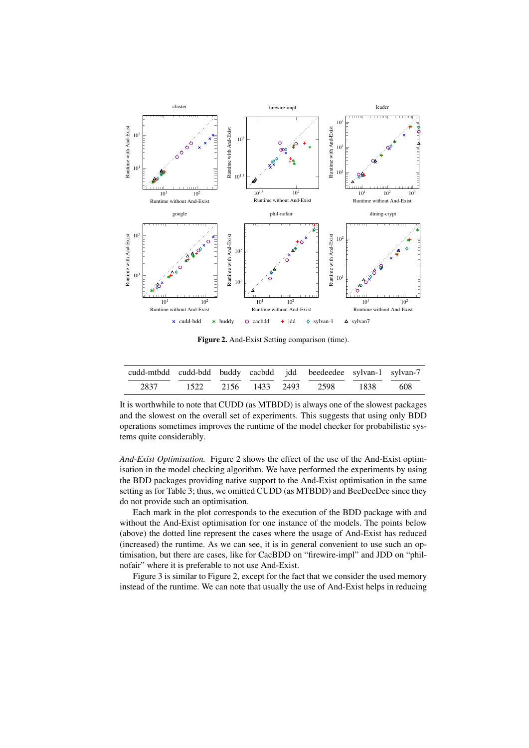**Figure 2.** And-Exist Setting comparison (time).

| cudd-mtbdd | cudd-bdd | buddy | cacbdd | jdd | beedeedee | sylvan-1 | sylvan-7 |
|---|---|---|---|---|---|---|---|
| 2837 | 1522 | 2156 | 1433 | 2493 | 2598 | 1838 | 608 |

It is worthwhile to note that CUDD (as MTBDD) is always one of the slowest packages and the slowest on the overall set of experiments. This suggests that using only BDD operations sometimes improves the runtime of the model checker for probabilistic systems quite considerably.

*And-Exist Optimisation.* Figure 2 shows the effect of the use of the And-Exist optimisation in the model checking algorithm. We have performed the experiments by using the BDD packages providing native support to the And-Exist optimisation in the same setting as for Table 3; thus, we omitted CUDD (as MTBDD) and BeeDeeDee since they do not provide such an optimisation.

Each mark in the plot corresponds to the execution of the BDD package with and without the And-Exist optimisation for one instance of the models. The points below (above) the dotted line represent the cases where the usage of And-Exist has reduced (increased) the runtime. As we can see, it is in general convenient to use such an optimisation, but there are cases, like for CacBDD on "firewire-impl" and JDD on "phil-nofair" where it is preferable to not use And-Exist.

Figure 3 is similar to Figure 2, except for the fact that we consider the used memory instead of the runtime. We can note that usually the use of And-Exist helps in reducing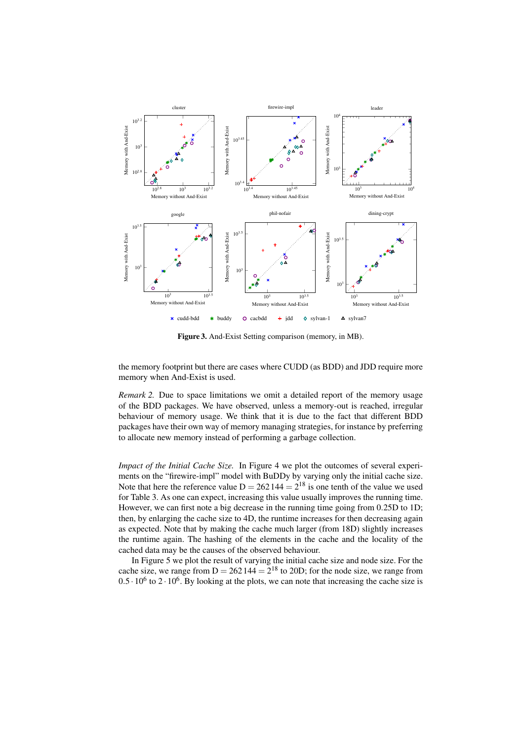**Figure 3.** And-Exist Setting comparison (memory, in MB).

the memory footprint but there are cases where CUDD (as BDD) and JDD require more memory when And-Exist is used.

*Remark 2.* Due to space limitations we omit a detailed report of the memory usage of the BDD packages. We have observed, unless a memory-out is reached, irregular behaviour of memory usage. We think that it is due to the fact that different BDD packages have their own way of memory managing strategies, for instance by preferring to allocate new memory instead of performing a garbage collection.

*Impact of the Initial Cache Size.* In Figure 4 we plot the outcomes of several experiments on the "firewire-impl" model with BuDDy by varying only the initial cache size. Note that here the reference value $D = 262\,144 = 2^{18}$ is one tenth of the value we used for Table 3. As one can expect, increasing this value usually improves the running time. However, we can first note a big decrease in the running time going from 0.25D to 1D; then, by enlarging the cache size to 4D, the runtime increases for then decreasing again as expected. Note that by making the cache much larger (from 18D) slightly increases the runtime again. The hashing of the elements in the cache and the locality of the cached data may be the causes of the observed behaviour.

In Figure 5 we plot the result of varying the initial cache size and node size. For the cache size, we range from $D = 262\,144 = 2^{18}$ to 20D; for the node size, we range from $0.5 \cdot 10^6$ to $2 \cdot 10^6$. By looking at the plots, we can note that increasing the cache size is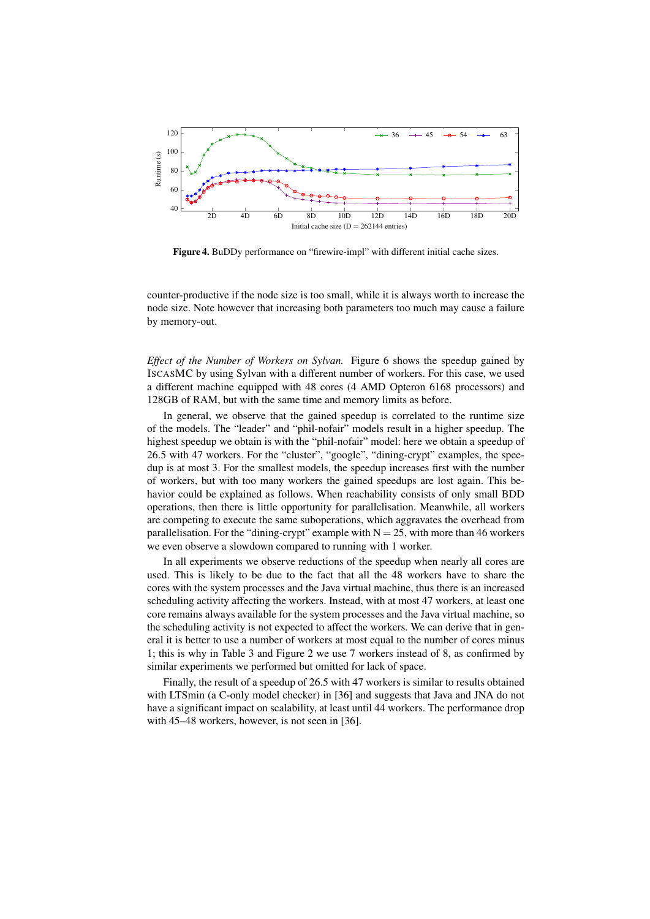**Figure 4.** BuDDy performance on “firewire-impl” with different initial cache sizes.

counter-productive if the node size is too small, while it is always worth to increase the node size. Note however that increasing both parameters too much may cause a failure by memory-out.

*Effect of the Number of Workers on Sylvan.* Figure 6 shows the speedup gained by ISCASMC by using Sylvan with a different number of workers. For this case, we used a different machine equipped with 48 cores (4 AMD Opteron 6168 processors) and 128GB of RAM, but with the same time and memory limits as before.

In general, we observe that the gained speedup is correlated to the runtime size of the models. The “leader” and “phil-nofair” models result in a higher speedup. The highest speedup we obtain is with the “phil-nofair” model: here we obtain a speedup of 26.5 with 47 workers. For the “cluster”, “google”, “dining-crypt” examples, the speedup is at most 3. For the smallest models, the speedup increases first with the number of workers, but with too many workers the gained speedups are lost again. This behavior could be explained as follows. When reachability consists of only small BDD operations, then there is little opportunity for parallelisation. Meanwhile, all workers are competing to execute the same suboperations, which aggravates the overhead from parallelisation. For the “dining-crypt” example with $N = 25$, with more than 46 workers we even observe a slowdown compared to running with 1 worker.

In all experiments we observe reductions of the speedup when nearly all cores are used. This is likely to be due to the fact that all the 48 workers have to share the cores with the system processes and the Java virtual machine, thus there is an increased scheduling activity affecting the workers. Instead, with at most 47 workers, at least one core remains always available for the system processes and the Java virtual machine, so the scheduling activity is not expected to affect the workers. We can derive that in general it is better to use a number of workers at most equal to the number of cores minus 1; this is why in Table 3 and Figure 2 we use 7 workers instead of 8, as confirmed by similar experiments we performed but omitted for lack of space.

Finally, the result of a speedup of 26.5 with 47 workers is similar to results obtained with LTSmin (a C-only model checker) in [36] and suggests that Java and JNA do not have a significant impact on scalability, at least until 44 workers. The performance drop with 45–48 workers, however, is not seen in [36].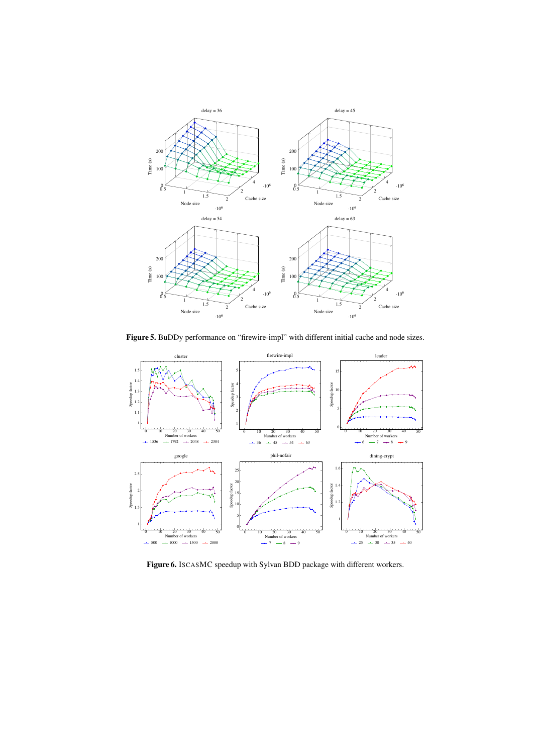**Figure 5.** BuDDy performance on "firewire-impl" with different initial cache and node sizes.

**Figure 6.** ISCASMC speedup with Sylvan BDD package with different workers.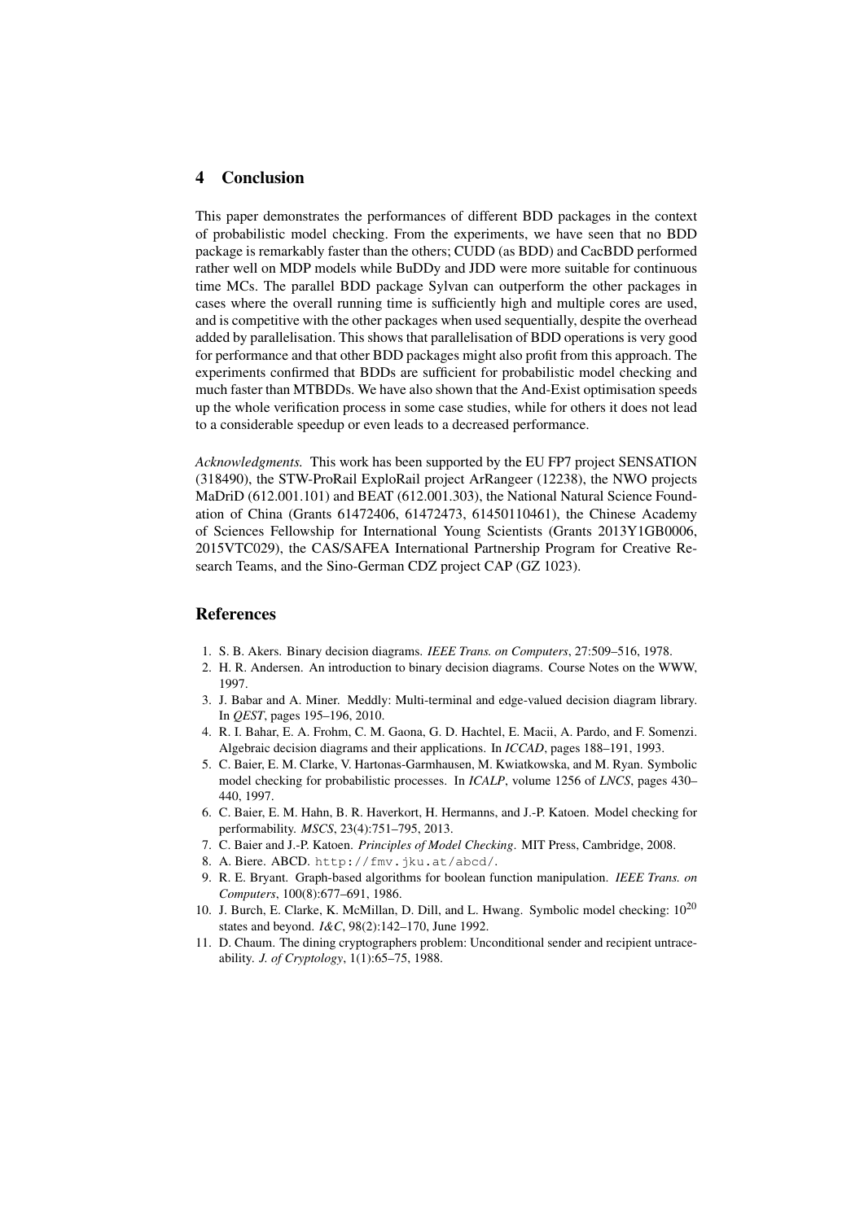## 4 Conclusion

This paper demonstrates the performances of different BDD packages in the context of probabilistic model checking. From the experiments, we have seen that no BDD package is remarkably faster than the others; CUDD (as BDD) and CacBDD performed rather well on MDP models while BuDDy and JDD were more suitable for continuous time MCs. The parallel BDD package Sylvan can outperform the other packages in cases where the overall running time is sufficiently high and multiple cores are used, and is competitive with the other packages when used sequentially, despite the overhead added by parallelisation. This shows that parallelisation of BDD operations is very good for performance and that other BDD packages might also profit from this approach. The experiments confirmed that BDDs are sufficient for probabilistic model checking and much faster than MTBDDs. We have also shown that the And-Exist optimisation speeds up the whole verification process in some case studies, while for others it does not lead to a considerable speedup or even leads to a decreased performance.

*Acknowledgments.* This work has been supported by the EU FP7 project SENSATION (318490), the STW-ProRail ExploRail project ArRangeer (12238), the NWO projects MaDriD (612.001.101) and BEAT (612.001.303), the National Natural Science Foundation of China (Grants 61472406, 61472473, 61450110461), the Chinese Academy of Sciences Fellowship for International Young Scientists (Grants 2013Y1GB0006, 2015VTC029), the CAS/SAFEA International Partnership Program for Creative Research Teams, and the Sino-German CDZ project CAP (GZ 1023).

## References

1. S. B. Akers. Binary decision diagrams. *IEEE Trans. on Computers*, 27:509–516, 1978.
2. H. R. Andersen. An introduction to binary decision diagrams. Course Notes on the WWW, 1997.
3. J. Babar and A. Miner. Meddly: Multi-terminal and edge-valued decision diagram library. In *QEST*, pages 195–196, 2010.
4. R. I. Bahar, E. A. Frohm, C. M. Gaona, G. D. Hachtel, E. Macii, A. Pardo, and F. Somenzi. Algebraic decision diagrams and their applications. In *ICCAD*, pages 188–191, 1993.
5. C. Baier, E. M. Clarke, V. Hartonas-Garmhausen, M. Kwiatkowska, and M. Ryan. Symbolic model checking for probabilistic processes. In *ICALP*, volume 1256 of *LNCS*, pages 430–440, 1997.
6. C. Baier, E. M. Hahn, B. R. Haverkort, H. Hermanns, and J.-P. Katoen. Model checking for performability. *MSCS*, 23(4):751–795, 2013.
7. C. Baier and J.-P. Katoen. *Principles of Model Checking*. MIT Press, Cambridge, 2008.
8. A. Biere. ABCD. `http://fmv.jku.at/abcd/`.
9. R. E. Bryant. Graph-based algorithms for boolean function manipulation. *IEEE Trans. on Computers*, 100(8):677–691, 1986.
10. J. Burch, E. Clarke, K. McMillan, D. Dill, and L. Hwang. Symbolic model checking: $10^{20}$ states and beyond. *I&C*, 98(2):142–170, June 1992.
11. D. Chaum. The dining cryptographers problem: Unconditional sender and recipient untraceability. *J. of Cryptology*, 1(1):65–75, 1988.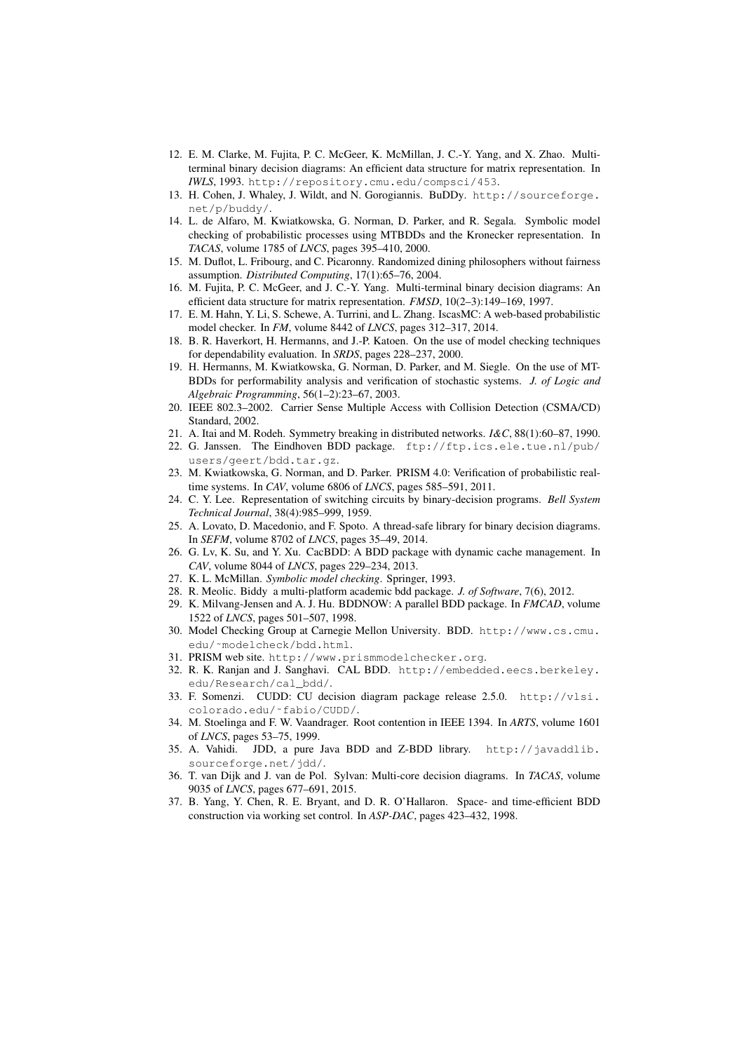12. E. M. Clarke, M. Fujita, P. C. McGeer, K. McMillan, J. C.-Y. Yang, and X. Zhao. Multi-terminal binary decision diagrams: An efficient data structure for matrix representation. In *IWLS*, 1993. http://repository.cmu.edu/compsci/453.
13. H. Cohen, J. Whaley, J. Wildt, and N. Gorogiannis. BuDDy. http://sourceforge.net/p/buddy/.
14. L. de Alfaro, M. Kwiatkowska, G. Norman, D. Parker, and R. Segala. Symbolic model checking of probabilistic processes using MTBDDs and the Kronecker representation. In *TACAS*, volume 1785 of *LNCS*, pages 395–410, 2000.
15. M. Duflot, L. Fribourg, and C. Picaronny. Randomized dining philosophers without fairness assumption. *Distributed Computing*, 17(1):65–76, 2004.
16. M. Fujita, P. C. McGeer, and J. C.-Y. Yang. Multi-terminal binary decision diagrams: An efficient data structure for matrix representation. *FMSD*, 10(2–3):149–169, 1997.
17. E. M. Hahn, Y. Li, S. Schewe, A. Turrini, and L. Zhang. IscasMC: A web-based probabilistic model checker. In *FM*, volume 8442 of *LNCS*, pages 312–317, 2014.
18. B. R. Haverkort, H. Hermanns, and J.-P. Katoen. On the use of model checking techniques for dependability evaluation. In *SRDS*, pages 228–237, 2000.
19. H. Hermanns, M. Kwiatkowska, G. Norman, D. Parker, and M. Siegle. On the use of MTBDDs for performability analysis and verification of stochastic systems. *J. of Logic and Algebraic Programming*, 56(1–2):23–67, 2003.
20. IEEE 802.3–2002. Carrier Sense Multiple Access with Collision Detection (CSMA/CD) Standard, 2002.
21. A. Itai and M. Rodeh. Symmetry breaking in distributed networks. *I&C*, 88(1):60–87, 1990.
22. G. Janssen. The Eindhoven BDD package. ftp://ftp.ics.ele.tue.nl/pub/users/geert/bdd.tar.gz.
23. M. Kwiatkowska, G. Norman, and D. Parker. PRISM 4.0: Verification of probabilistic real-time systems. In *CAV*, volume 6806 of *LNCS*, pages 585–591, 2011.
24. C. Y. Lee. Representation of switching circuits by binary-decision programs. *Bell System Technical Journal*, 38(4):985–999, 1959.
25. A. Lovato, D. Macedonio, and F. Spoto. A thread-safe library for binary decision diagrams. In *SEFM*, volume 8702 of *LNCS*, pages 35–49, 2014.
26. G. Lv, K. Su, and Y. Xu. CacBDD: A BDD package with dynamic cache management. In *CAV*, volume 8044 of *LNCS*, pages 229–234, 2013.
27. K. L. McMillan. *Symbolic model checking*. Springer, 1993.
28. R. Meolic. Biddy a multi-platform academic bdd package. *J. of Software*, 7(6), 2012.
29. K. Milvang-Jensen and A. J. Hu. BDDNOW: A parallel BDD package. In *FMCAD*, volume 1522 of *LNCS*, pages 501–507, 1998.
30. Model Checking Group at Carnegie Mellon University. BDD. http://www.cs.cmu.edu/~modelcheck/bdd.html.
31. PRISM web site. http://www.prismmodelchecker.org.
32. R. K. Ranjan and J. Sanghavi. CAL BDD. http://embedded.eecs.berkeley.edu/Research/cal_bdd/.
33. F. Somenzi. CUDD: CU decision diagram package release 2.5.0. http://vlsi.colorado.edu/~fabio/CUDD/.
34. M. Stoelinga and F. W. Vaandrager. Root contention in IEEE 1394. In *ARTS*, volume 1601 of *LNCS*, pages 53–75, 1999.
35. A. Vahidi. JDD, a pure Java BDD and Z-BDD library. http://javaddlib.sourceforge.net/jdd/.
36. T. van Dijk and J. van de Pol. Sylvan: Multi-core decision diagrams. In *TACAS*, volume 9035 of *LNCS*, pages 677–691, 2015.
37. B. Yang, Y. Chen, R. E. Bryant, and D. R. O'Hallaron. Space- and time-efficient BDD construction via working set control. In *ASP-DAC*, pages 423–432, 1998.